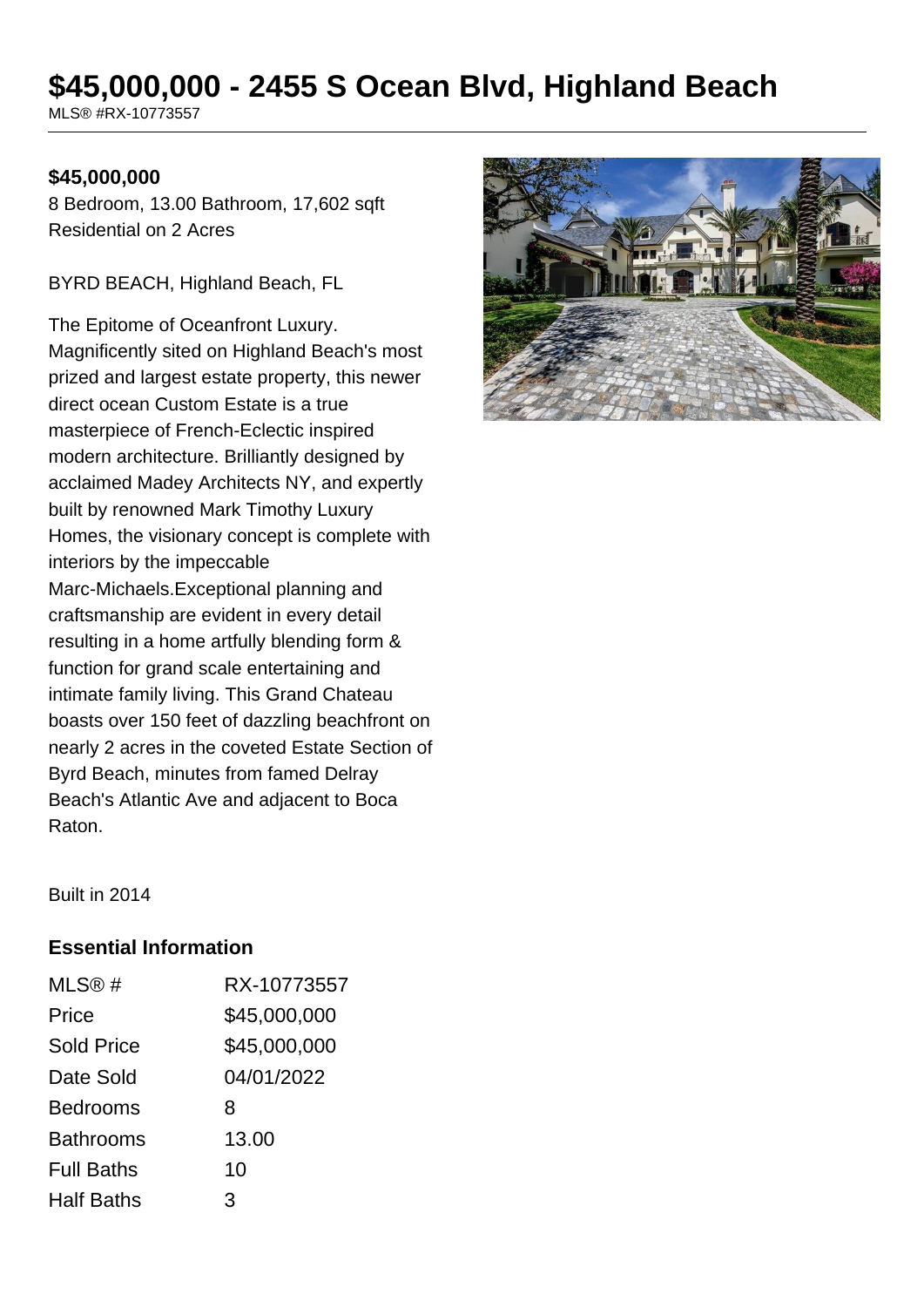# $45,000,000 - 2455 S Ocean Blvd, Highland Beach

MLS® #RX-10773557

**$45,000,000**

8 Bedroom, 13.00 Bathroom, 17,602 sqft
Residential on 2 Acres

BYRD BEACH, Highland Beach, FL

The Epitome of Oceanfront Luxury. Magnificently sited on Highland Beach's most prized and largest estate property, this newer direct ocean Custom Estate is a true masterpiece of French-Eclectic inspired modern architecture. Brilliantly designed by acclaimed Madey Architects NY, and expertly built by renowned Mark Timothy Luxury Homes, the visionary concept is complete with interiors by the impeccable Marc-Michaels.Exceptional planning and craftsmanship are evident in every detail resulting in a home artfully blending form & function for grand scale entertaining and intimate family living. This Grand Chateau boasts over 150 feet of dazzling beachfront on nearly 2 acres in the coveted Estate Section of Byrd Beach, minutes from famed Delray Beach's Atlantic Ave and adjacent to Boca Raton.

Built in 2014

## Essential Information

| | |
|---|---|
| MLS® # | RX-10773557 |
| Price | $45,000,000 |
| Sold Price | $45,000,000 |
| Date Sold | 04/01/2022 |
| Bedrooms | 8 |
| Bathrooms | 13.00 |
| Full Baths | 10 |
| Half Baths | 3 |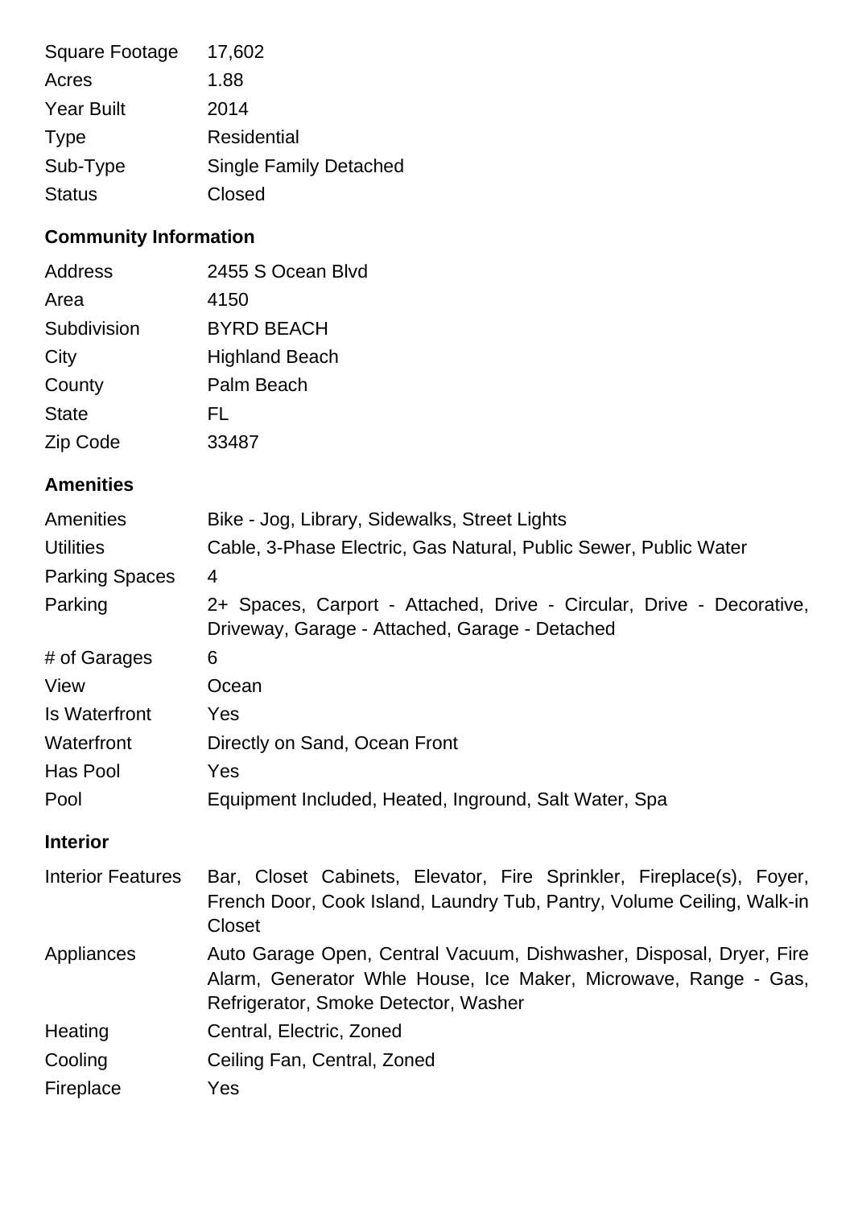| | |
|---|---|
| Square Footage | 17,602 |
| Acres | 1.88 |
| Year Built | 2014 |
| Type | Residential |
| Sub-Type | Single Family Detached |
| Status | Closed |

### Community Information

| | |
|---|---|
| Address | 2455 S Ocean Blvd |
| Area | 4150 |
| Subdivision | BYRD BEACH |
| City | Highland Beach |
| County | Palm Beach |
| State | FL |
| Zip Code | 33487 |

### Amenities

| | |
|---|---|
| Amenities | Bike - Jog, Library, Sidewalks, Street Lights |
| Utilities | Cable, 3-Phase Electric, Gas Natural, Public Sewer, Public Water |
| Parking Spaces | 4 |
| Parking | 2+ Spaces, Carport - Attached, Drive - Circular, Drive - Decorative, Driveway, Garage - Attached, Garage - Detached |
| # of Garages | 6 |
| View | Ocean |
| Is Waterfront | Yes |
| Waterfront | Directly on Sand, Ocean Front |
| Has Pool | Yes |
| Pool | Equipment Included, Heated, Inground, Salt Water, Spa |

### Interior

| | |
|---|---|
| Interior Features | Bar, Closet Cabinets, Elevator, Fire Sprinkler, Fireplace(s), Foyer, French Door, Cook Island, Laundry Tub, Pantry, Volume Ceiling, Walk-in Closet |
| Appliances | Auto Garage Open, Central Vacuum, Dishwasher, Disposal, Dryer, Fire Alarm, Generator Whle House, Ice Maker, Microwave, Range - Gas, Refrigerator, Smoke Detector, Washer |
| Heating | Central, Electric, Zoned |
| Cooling | Ceiling Fan, Central, Zoned |
| Fireplace | Yes |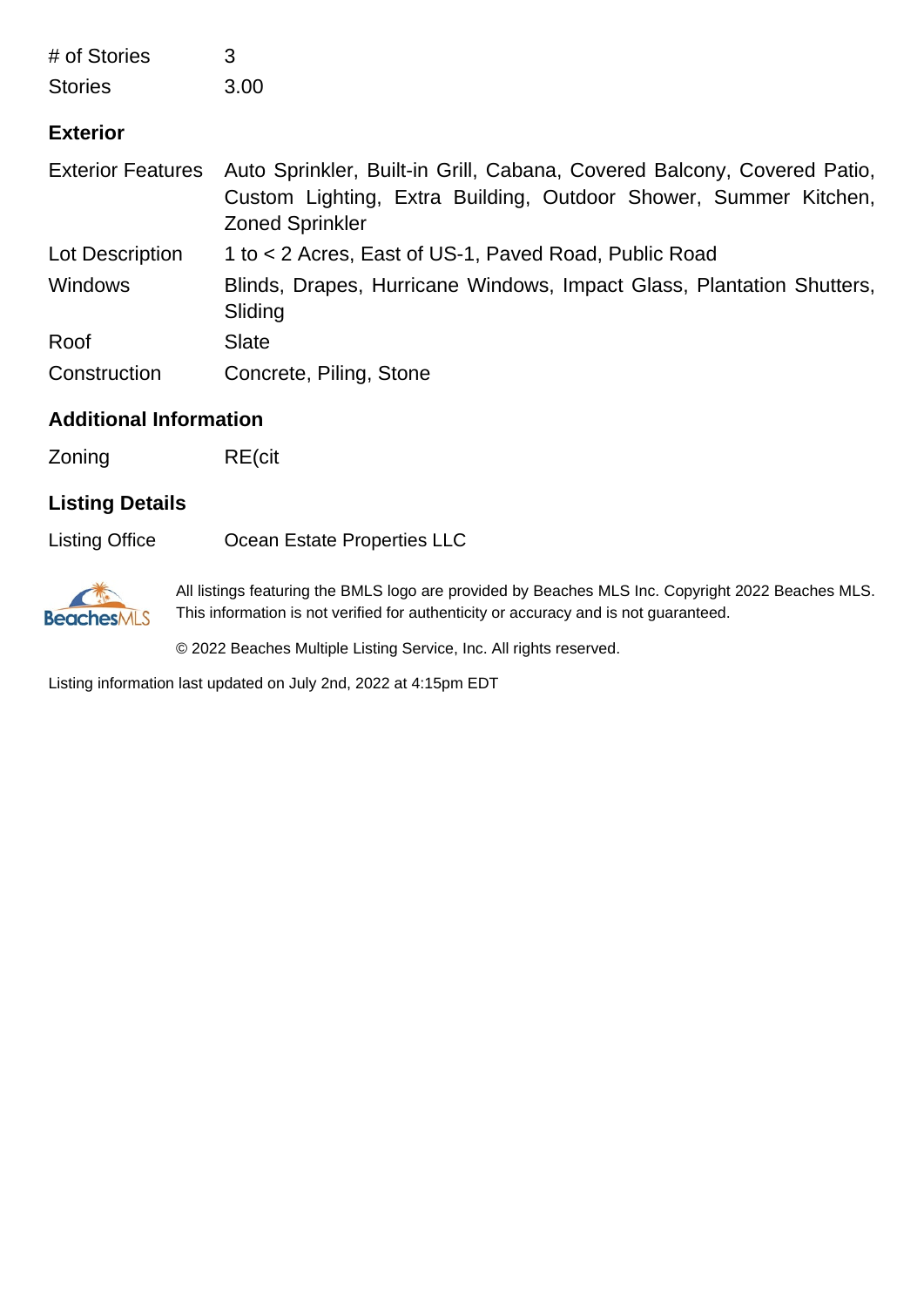| | |
|---|---|
| # of Stories | 3 |
| Stories | 3.00 |

## Exterior

| | |
|---|---|
| Exterior Features | Auto Sprinkler, Built-in Grill, Cabana, Covered Balcony, Covered Patio, Custom Lighting, Extra Building, Outdoor Shower, Summer Kitchen, Zoned Sprinkler |
| Lot Description | 1 to < 2 Acres, East of US-1, Paved Road, Public Road |
| Windows | Blinds, Drapes, Hurricane Windows, Impact Glass, Plantation Shutters, Sliding |
| Roof | Slate |
| Construction | Concrete, Piling, Stone |

## Additional Information

| | |
|---|---|
| Zoning | RE(cit |

## Listing Details

| | |
|---|---|
| Listing Office | Ocean Estate Properties LLC |

All listings featuring the BMLS logo are provided by Beaches MLS Inc. Copyright 2022 Beaches MLS. This information is not verified for authenticity or accuracy and is not guaranteed.

© 2022 Beaches Multiple Listing Service, Inc. All rights reserved.

Listing information last updated on July 2nd, 2022 at 4:15pm EDT